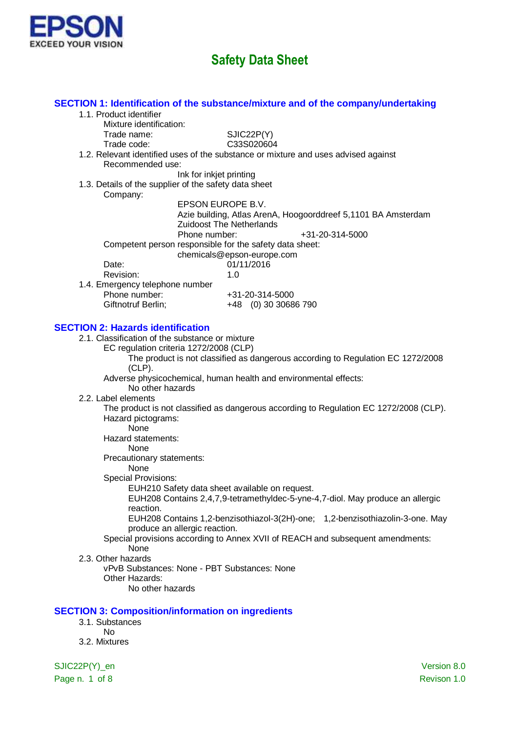EPSON
EXCEED YOUR VISION

# Safety Data Sheet

## SECTION 1: Identification of the substance/mixture and of the company/undertaking

1.1. Product identifier

Mixture identification:

Trade name: SJIC22P(Y)

Trade code: C33S020604

1.2. Relevant identified uses of the substance or mixture and uses advised against

Recommended use:

Ink for inkjet printing

1.3. Details of the supplier of the safety data sheet

Company:

EPSON EUROPE B.V.
Azie building, Atlas ArenA, Hoogoorddreef 5,1101 BA Amsterdam
Zuidoost The Netherlands
Phone number: +31-20-314-5000

Competent person responsible for the safety data sheet:

chemicals@epson-europe.com

Date: 01/11/2016

Revision: 1.0

1.4. Emergency telephone number

Phone number: +31-20-314-5000

Giftnotruf Berlin; +48 (0) 30 30686 790

## SECTION 2: Hazards identification

2.1. Classification of the substance or mixture

EC regulation criteria 1272/2008 (CLP)

The product is not classified as dangerous according to Regulation EC 1272/2008 (CLP).

Adverse physicochemical, human health and environmental effects:

No other hazards

2.2. Label elements

The product is not classified as dangerous according to Regulation EC 1272/2008 (CLP).

Hazard pictograms:

None

Hazard statements:

None

Precautionary statements:

None

Special Provisions:

EUH210 Safety data sheet available on request.

EUH208 Contains 2,4,7,9-tetramethyldec-5-yne-4,7-diol. May produce an allergic reaction.

EUH208 Contains 1,2-benzisothiazol-3(2H)-one; 1,2-benzisothiazolin-3-one. May produce an allergic reaction.

Special provisions according to Annex XVII of REACH and subsequent amendments:

None

2.3. Other hazards

vPvB Substances: None - PBT Substances: None

Other Hazards:

No other hazards

## SECTION 3: Composition/information on ingredients

3.1. Substances

No

3.2. Mixtures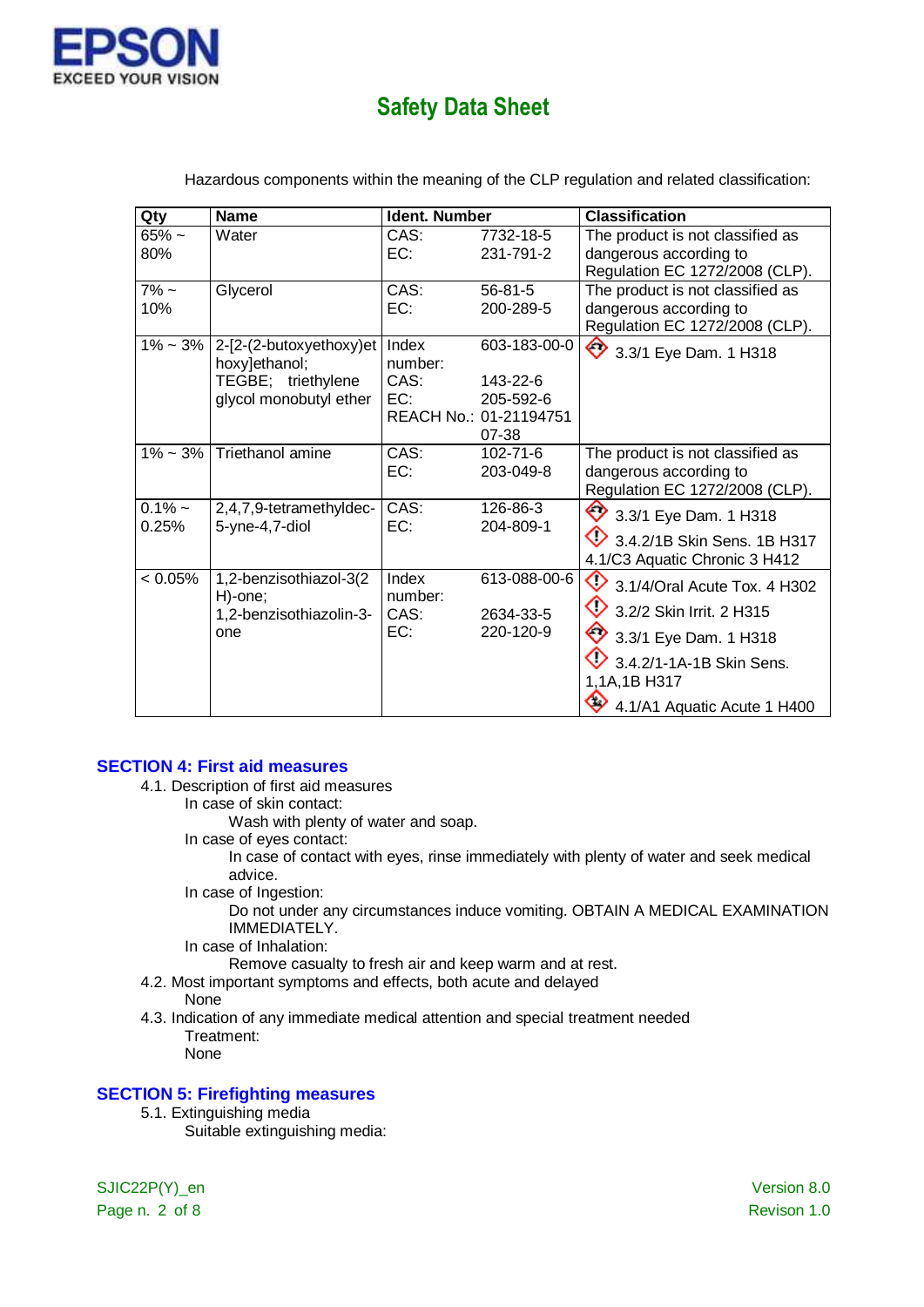Hazardous components within the meaning of the CLP regulation and related classification:

| Qty | Name | Ident. Number | | Classification |
|---|---|---|---|---|
| 65% ~ 80% | Water | CAS:<br>EC: | 7732-18-5<br>231-791-2 | The product is not classified as dangerous according to Regulation EC 1272/2008 (CLP). |
| 7% ~ 10% | Glycerol | CAS:<br>EC: | 56-81-5<br>200-289-5 | The product is not classified as dangerous according to Regulation EC 1272/2008 (CLP). |
| 1% ~ 3% | 2-[2-(2-butoxyethoxy)ethoxy]ethanol; TEGBE; triethylene glycol monobutyl ether | Index number:<br>CAS:<br>EC:<br>REACH No.: | 603-183-00-0<br>143-22-6<br>205-592-6<br>01-2119475107-38 | 3.3/1 Eye Dam. 1 H318 |
| 1% ~ 3% | Triethanol amine | CAS:<br>EC: | 102-71-6<br>203-049-8 | The product is not classified as dangerous according to Regulation EC 1272/2008 (CLP). |
| 0.1% ~ 0.25% | 2,4,7,9-tetramethyldec-5-yne-4,7-diol | CAS:<br>EC: | 126-86-3<br>204-809-1 | 3.3/1 Eye Dam. 1 H318<br>3.4.2/1B Skin Sens. 1B H317<br>4.1/C3 Aquatic Chronic 3 H412 |
| < 0.05% | 1,2-benzisothiazol-3(2H)-one; 1,2-benzisothiazolin-3-one | Index number:<br>CAS:<br>EC: | 613-088-00-6<br>2634-33-5<br>220-120-9 | 3.1/4/Oral Acute Tox. 4 H302<br>3.2/2 Skin Irrit. 2 H315<br>3.3/1 Eye Dam. 1 H318<br>3.4.2/1-1A-1B Skin Sens. 1,1A,1B H317<br>4.1/A1 Aquatic Acute 1 H400 |

## SECTION 4: First aid measures

4.1. Description of first aid measures

In case of skin contact:

Wash with plenty of water and soap.

In case of eyes contact:

In case of contact with eyes, rinse immediately with plenty of water and seek medical advice.

In case of Ingestion:

Do not under any circumstances induce vomiting. OBTAIN A MEDICAL EXAMINATION IMMEDIATELY.

In case of Inhalation:

Remove casualty to fresh air and keep warm and at rest.

4.2. Most important symptoms and effects, both acute and delayed

None

4.3. Indication of any immediate medical attention and special treatment needed

Treatment:

None

## SECTION 5: Firefighting measures

5.1. Extinguishing media

Suitable extinguishing media: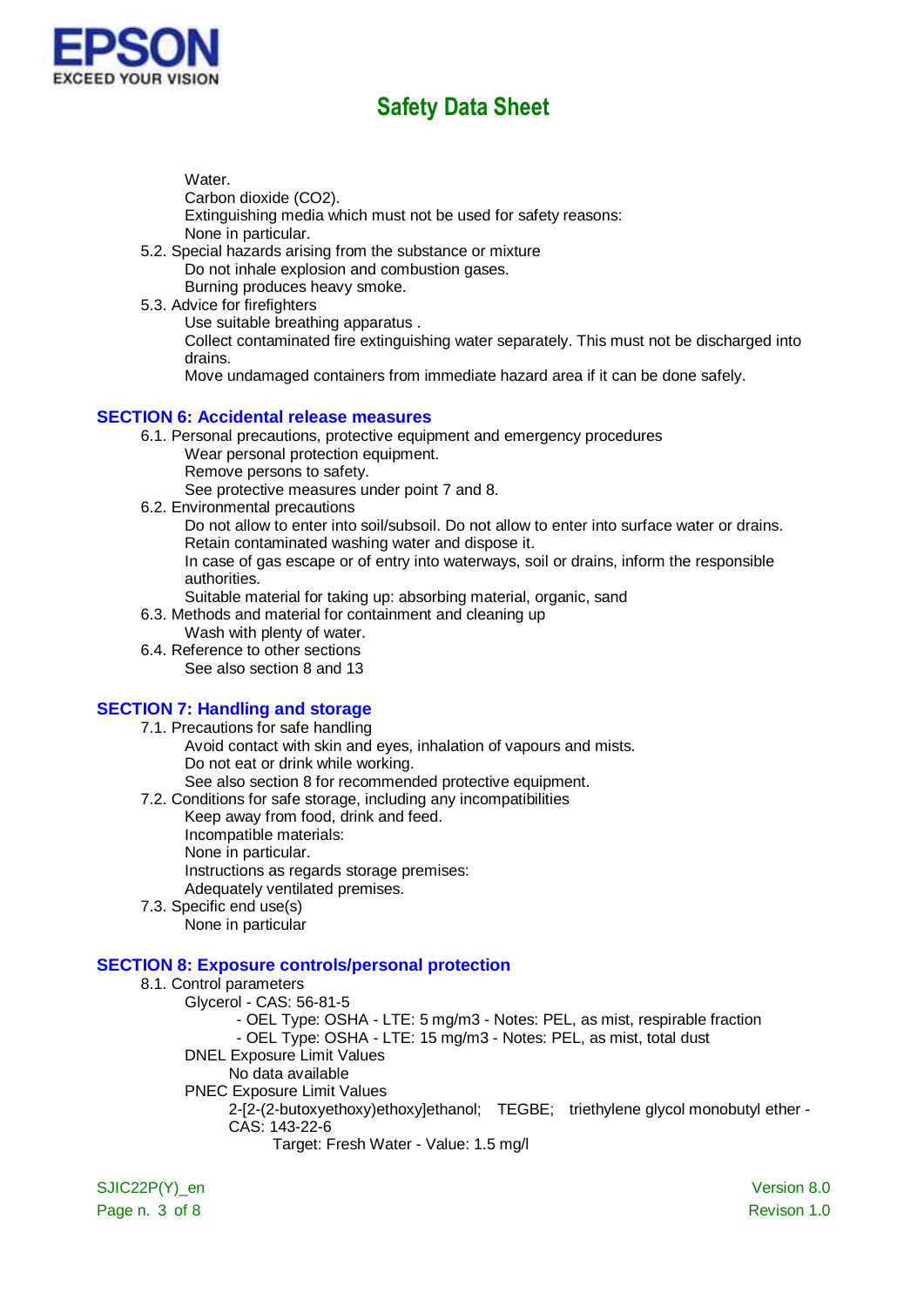Water.
Carbon dioxide ($CO_2$).
Extinguishing media which must not be used for safety reasons:
None in particular.

5.2. Special hazards arising from the substance or mixture
Do not inhale explosion and combustion gases.
Burning produces heavy smoke.

5.3. Advice for firefighters
Use suitable breathing apparatus .
Collect contaminated fire extinguishing water separately. This must not be discharged into drains.
Move undamaged containers from immediate hazard area if it can be done safely.

## SECTION 6: Accidental release measures

6.1. Personal precautions, protective equipment and emergency procedures
Wear personal protection equipment.
Remove persons to safety.
See protective measures under point 7 and 8.

6.2. Environmental precautions
Do not allow to enter into soil/subsoil. Do not allow to enter into surface water or drains.
Retain contaminated washing water and dispose it.
In case of gas escape or of entry into waterways, soil or drains, inform the responsible authorities.
Suitable material for taking up: absorbing material, organic, sand

6.3. Methods and material for containment and cleaning up
Wash with plenty of water.

6.4. Reference to other sections
See also section 8 and 13

## SECTION 7: Handling and storage

7.1. Precautions for safe handling
Avoid contact with skin and eyes, inhalation of vapours and mists.
Do not eat or drink while working.
See also section 8 for recommended protective equipment.

7.2. Conditions for safe storage, including any incompatibilities
Keep away from food, drink and feed.
Incompatible materials:
None in particular.
Instructions as regards storage premises:
Adequately ventilated premises.

7.3. Specific end use(s)
None in particular

## SECTION 8: Exposure controls/personal protection

8.1. Control parameters
Glycerol - CAS: 56-81-5
- OEL Type: OSHA - LTE: 5 mg/m3 - Notes: PEL, as mist, respirable fraction
- OEL Type: OSHA - LTE: 15 mg/m3 - Notes: PEL, as mist, total dust

DNEL Exposure Limit Values
No data available

PNEC Exposure Limit Values
2-[2-(2-butoxyethoxy)ethoxy]ethanol; TEGBE; triethylene glycol monobutyl ether - CAS: 143-22-6
Target: Fresh Water - Value: 1.5 mg/l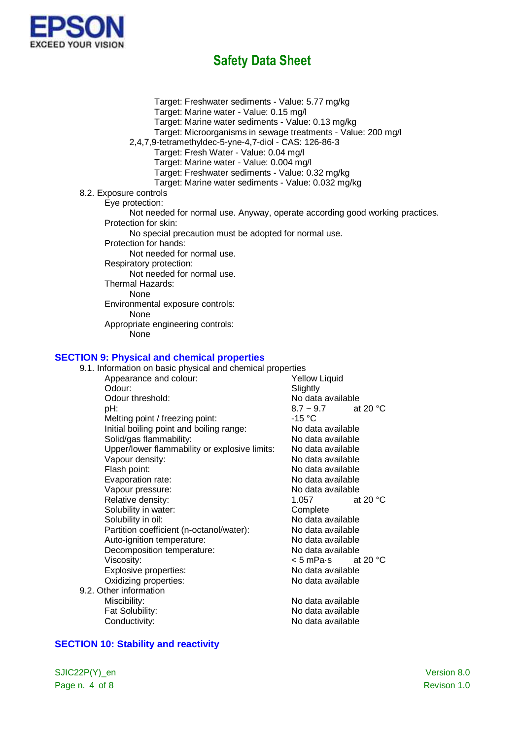Target: Freshwater sediments - Value: 5.77 mg/kg
Target: Marine water - Value: 0.15 mg/l
Target: Marine water sediments - Value: 0.13 mg/kg
Target: Microorganisms in sewage treatments - Value: 200 mg/l

2,4,7,9-tetramethyldec-5-yne-4,7-diol - CAS: 126-86-3

Target: Fresh Water - Value: 0.04 mg/l
Target: Marine water - Value: 0.004 mg/l
Target: Freshwater sediments - Value: 0.32 mg/kg
Target: Marine water sediments - Value: 0.032 mg/kg

8.2. Exposure controls

Eye protection:
Not needed for normal use. Anyway, operate according good working practices.

Protection for skin:
No special precaution must be adopted for normal use.

Protection for hands:
Not needed for normal use.

Respiratory protection:
Not needed for normal use.

Thermal Hazards:
None

Environmental exposure controls:
None

Appropriate engineering controls:
None

## SECTION 9: Physical and chemical properties

9.1. Information on basic physical and chemical properties

| Property | Value | Condition |
|---|---|---|
| Appearance and colour: | Yellow Liquid | |
| Odour: | Slightly | |
| Odour threshold: | No data available | |
| pH: | 8.7 ~ 9.7 | at 20 °C |
| Melting point / freezing point: | -15 °C | |
| Initial boiling point and boiling range: | No data available | |
| Solid/gas flammability: | No data available | |
| Upper/lower flammability or explosive limits: | No data available | |
| Vapour density: | No data available | |
| Flash point: | No data available | |
| Evaporation rate: | No data available | |
| Vapour pressure: | No data available | |
| Relative density: | 1.057 | at 20 °C |
| Solubility in water: | Complete | |
| Solubility in oil: | No data available | |
| Partition coefficient (n-octanol/water): | No data available | |
| Auto-ignition temperature: | No data available | |
| Decomposition temperature: | No data available | |
| Viscosity: | < 5 mPa·s | at 20 °C |
| Explosive properties: | No data available | |
| Oxidizing properties: | No data available | |

9.2. Other information

| Property | Value |
|---|---|
| Miscibility: | No data available |
| Fat Solubility: | No data available |
| Conductivity: | No data available |

## SECTION 10: Stability and reactivity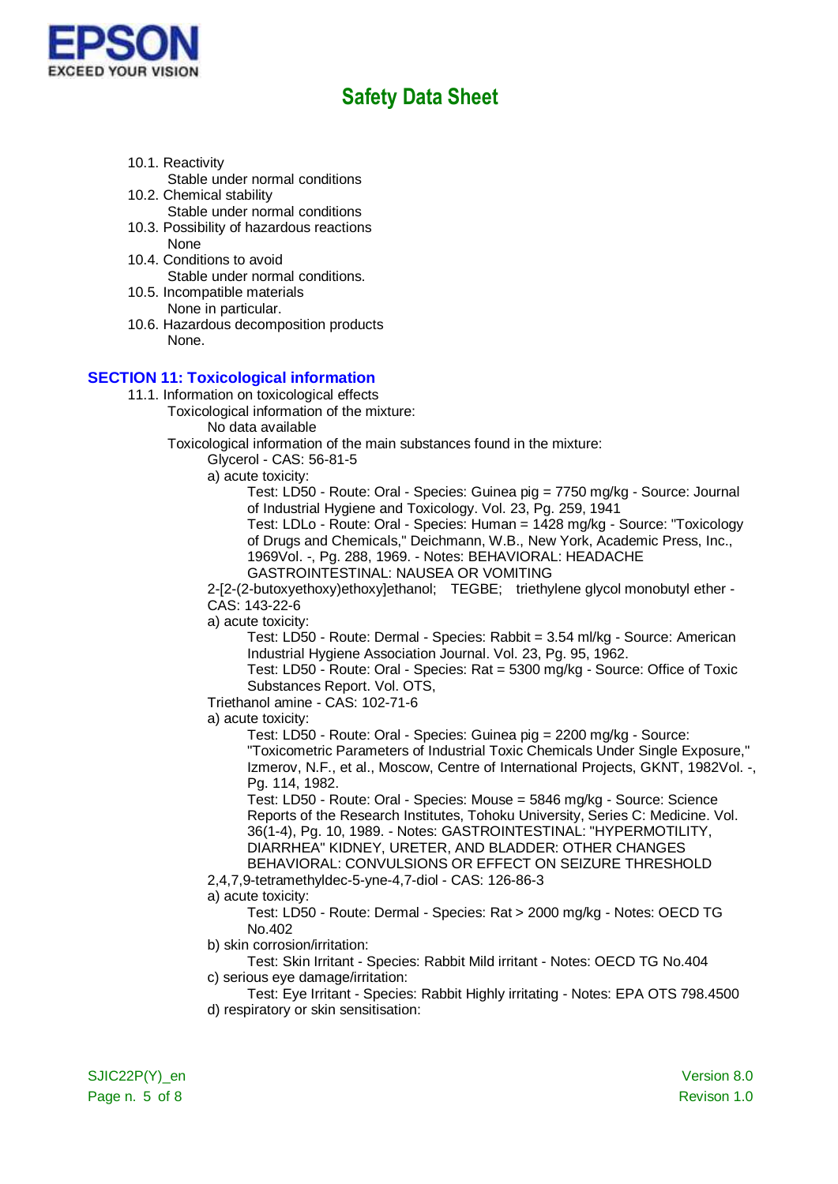10.1. Reactivity
  Stable under normal conditions
10.2. Chemical stability
  Stable under normal conditions
10.3. Possibility of hazardous reactions
  None
10.4. Conditions to avoid
  Stable under normal conditions.
10.5. Incompatible materials
  None in particular.
10.6. Hazardous decomposition products
  None.

## SECTION 11: Toxicological information

11.1. Information on toxicological effects

Toxicological information of the mixture:

No data available

Toxicological information of the main substances found in the mixture:

Glycerol - CAS: 56-81-5

a) acute toxicity:

Test: LD50 - Route: Oral - Species: Guinea pig = 7750 mg/kg - Source: Journal of Industrial Hygiene and Toxicology. Vol. 23, Pg. 259, 1941

Test: LDLo - Route: Oral - Species: Human = 1428 mg/kg - Source: "Toxicology of Drugs and Chemicals," Deichmann, W.B., New York, Academic Press, Inc., 1969Vol. -, Pg. 288, 1969. - Notes: BEHAVIORAL: HEADACHE GASTROINTESTINAL: NAUSEA OR VOMITING

2-[2-(2-butoxyethoxy)ethoxy]ethanol; TEGBE; triethylene glycol monobutyl ether - CAS: 143-22-6

a) acute toxicity:

Test: LD50 - Route: Dermal - Species: Rabbit = 3.54 ml/kg - Source: American Industrial Hygiene Association Journal. Vol. 23, Pg. 95, 1962.

Test: LD50 - Route: Oral - Species: Rat = 5300 mg/kg - Source: Office of Toxic Substances Report. Vol. OTS,

Triethanol amine - CAS: 102-71-6

a) acute toxicity:

Test: LD50 - Route: Oral - Species: Guinea pig = 2200 mg/kg - Source: "Toxicometric Parameters of Industrial Toxic Chemicals Under Single Exposure," Izmerov, N.F., et al., Moscow, Centre of International Projects, GKNT, 1982Vol. -, Pg. 114, 1982.

Test: LD50 - Route: Oral - Species: Mouse = 5846 mg/kg - Source: Science Reports of the Research Institutes, Tohoku University, Series C: Medicine. Vol. 36(1-4), Pg. 10, 1989. - Notes: GASTROINTESTINAL: "HYPERMOTILITY, DIARRHEA" KIDNEY, URETER, AND BLADDER: OTHER CHANGES BEHAVIORAL: CONVULSIONS OR EFFECT ON SEIZURE THRESHOLD

2,4,7,9-tetramethyldec-5-yne-4,7-diol - CAS: 126-86-3

a) acute toxicity:

Test: LD50 - Route: Dermal - Species: Rat > 2000 mg/kg - Notes: OECD TG No.402

b) skin corrosion/irritation:

Test: Skin Irritant - Species: Rabbit Mild irritant - Notes: OECD TG No.404

c) serious eye damage/irritation:

Test: Eye Irritant - Species: Rabbit Highly irritating - Notes: EPA OTS 798.4500

d) respiratory or skin sensitisation: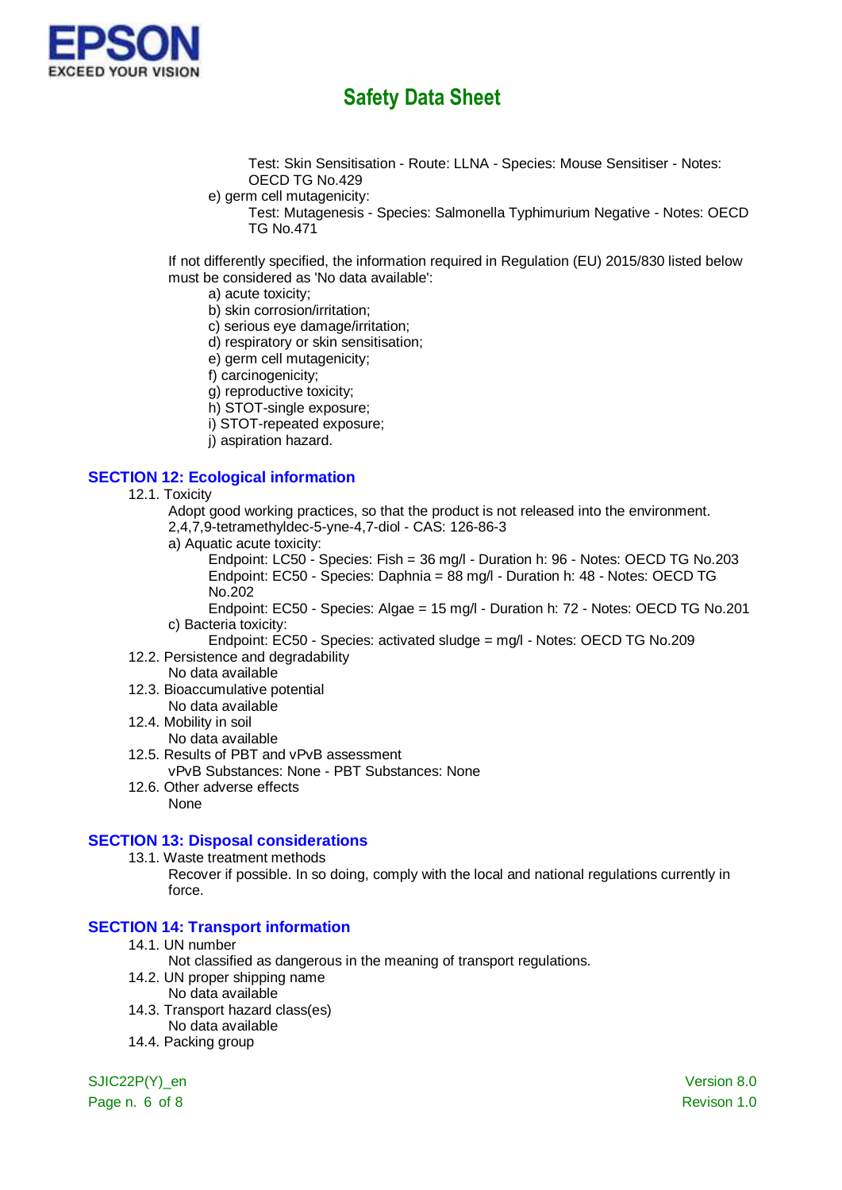Test: Skin Sensitisation - Route: LLNA - Species: Mouse Sensitiser - Notes: OECD TG No.429

e) germ cell mutagenicity:

Test: Mutagenesis - Species: Salmonella Typhimurium Negative - Notes: OECD TG No.471

If not differently specified, the information required in Regulation (EU) 2015/830 listed below must be considered as 'No data available':

a) acute toxicity;
b) skin corrosion/irritation;
c) serious eye damage/irritation;
d) respiratory or skin sensitisation;
e) germ cell mutagenicity;
f) carcinogenicity;
g) reproductive toxicity;
h) STOT-single exposure;
i) STOT-repeated exposure;
j) aspiration hazard.

## SECTION 12: Ecological information

12.1. Toxicity

Adopt good working practices, so that the product is not released into the environment.

2,4,7,9-tetramethyldec-5-yne-4,7-diol - CAS: 126-86-3

a) Aquatic acute toxicity:

Endpoint: LC50 - Species: Fish = 36 mg/l - Duration h: 96 - Notes: OECD TG No.203
Endpoint: EC50 - Species: Daphnia = 88 mg/l - Duration h: 48 - Notes: OECD TG No.202
Endpoint: EC50 - Species: Algae = 15 mg/l - Duration h: 72 - Notes: OECD TG No.201

c) Bacteria toxicity:

Endpoint: EC50 - Species: activated sludge = mg/l - Notes: OECD TG No.209

12.2. Persistence and degradability

No data available

12.3. Bioaccumulative potential

No data available

12.4. Mobility in soil

No data available

12.5. Results of PBT and vPvB assessment

vPvB Substances: None - PBT Substances: None

12.6. Other adverse effects

None

## SECTION 13: Disposal considerations

13.1. Waste treatment methods

Recover if possible. In so doing, comply with the local and national regulations currently in force.

## SECTION 14: Transport information

14.1. UN number

Not classified as dangerous in the meaning of transport regulations.

14.2. UN proper shipping name

No data available

14.3. Transport hazard class(es)

No data available

14.4. Packing group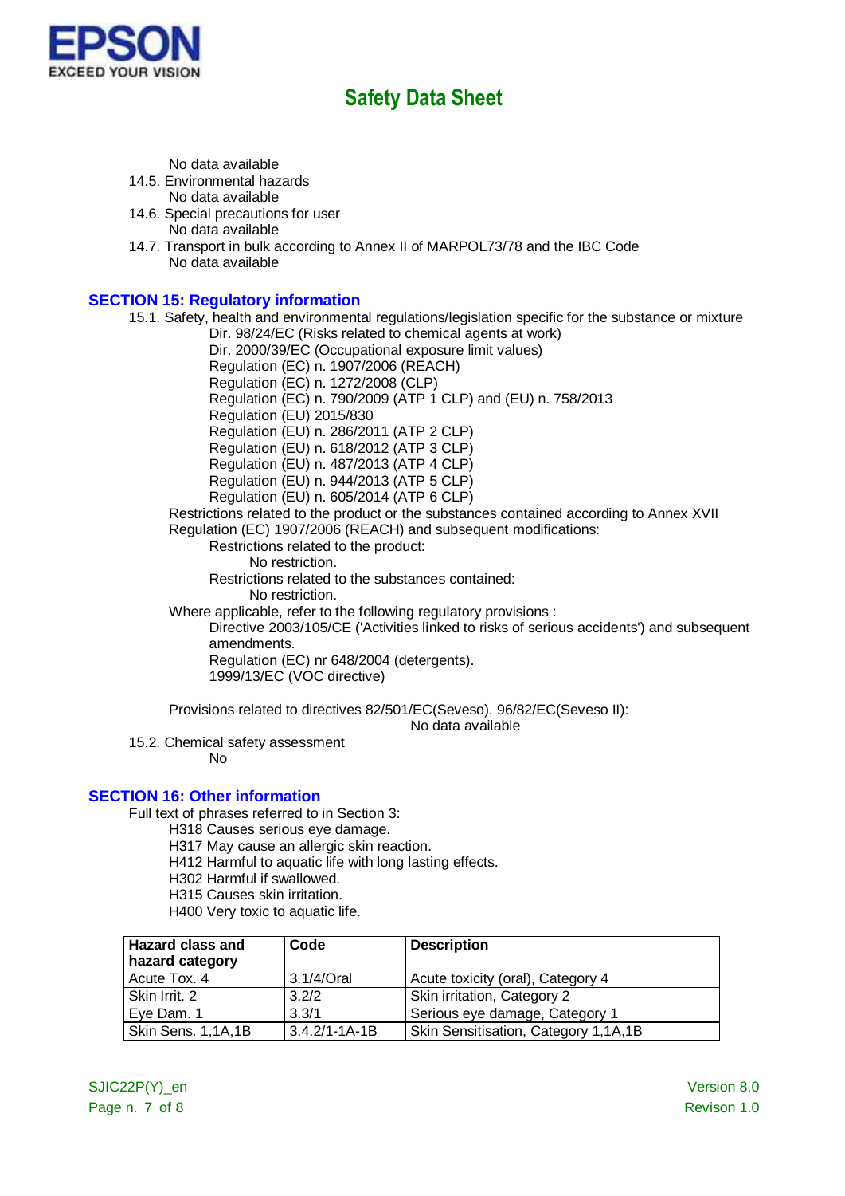No data available

14.5. Environmental hazards

No data available

14.6. Special precautions for user

No data available

14.7. Transport in bulk according to Annex II of MARPOL73/78 and the IBC Code

No data available

## SECTION 15: Regulatory information

15.1. Safety, health and environmental regulations/legislation specific for the substance or mixture

- Dir. 98/24/EC (Risks related to chemical agents at work)
- Dir. 2000/39/EC (Occupational exposure limit values)
- Regulation (EC) n. 1907/2006 (REACH)
- Regulation (EC) n. 1272/2008 (CLP)
- Regulation (EC) n. 790/2009 (ATP 1 CLP) and (EU) n. 758/2013
- Regulation (EU) 2015/830
- Regulation (EU) n. 286/2011 (ATP 2 CLP)
- Regulation (EU) n. 618/2012 (ATP 3 CLP)
- Regulation (EU) n. 487/2013 (ATP 4 CLP)
- Regulation (EU) n. 944/2013 (ATP 5 CLP)
- Regulation (EU) n. 605/2014 (ATP 6 CLP)

Restrictions related to the product or the substances contained according to Annex XVII Regulation (EC) 1907/2006 (REACH) and subsequent modifications:

Restrictions related to the product:

No restriction.

Restrictions related to the substances contained:

No restriction.

Where applicable, refer to the following regulatory provisions :

- Directive 2003/105/CE ('Activities linked to risks of serious accidents') and subsequent amendments.
- Regulation (EC) nr 648/2004 (detergents).
- 1999/13/EC (VOC directive)

Provisions related to directives 82/501/EC(Seveso), 96/82/EC(Seveso II):

No data available

15.2. Chemical safety assessment

No

## SECTION 16: Other information

Full text of phrases referred to in Section 3:

- H318 Causes serious eye damage.
- H317 May cause an allergic skin reaction.
- H412 Harmful to aquatic life with long lasting effects.
- H302 Harmful if swallowed.
- H315 Causes skin irritation.
- H400 Very toxic to aquatic life.

| Hazard class and hazard category | Code | Description |
|---|---|---|
| Acute Tox. 4 | 3.1/4/Oral | Acute toxicity (oral), Category 4 |
| Skin Irrit. 2 | 3.2/2 | Skin irritation, Category 2 |
| Eye Dam. 1 | 3.3/1 | Serious eye damage, Category 1 |
| Skin Sens. 1,1A,1B | 3.4.2/1-1A-1B | Skin Sensitisation, Category 1,1A,1B |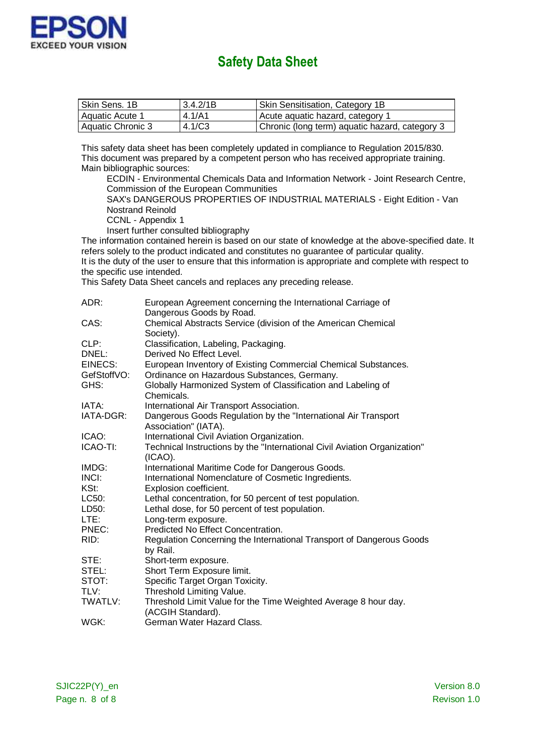| | | |
|---|---|---|
| Skin Sens. 1B | 3.4.2/1B | Skin Sensitisation, Category 1B |
| Aquatic Acute 1 | 4.1/A1 | Acute aquatic hazard, category 1 |
| Aquatic Chronic 3 | 4.1/C3 | Chronic (long term) aquatic hazard, category 3 |

This safety data sheet has been completely updated in compliance to Regulation 2015/830.
This document was prepared by a competent person who has received appropriate training.
Main bibliographic sources:

ECDIN - Environmental Chemicals Data and Information Network - Joint Research Centre, Commission of the European Communities
SAX's DANGEROUS PROPERTIES OF INDUSTRIAL MATERIALS - Eight Edition - Van Nostrand Reinold
CCNL - Appendix 1
Insert further consulted bibliography

The information contained herein is based on our state of knowledge at the above-specified date. It refers solely to the product indicated and constitutes no guarantee of particular quality.
It is the duty of the user to ensure that this information is appropriate and complete with respect to the specific use intended.
This Safety Data Sheet cancels and replaces any preceding release.

| | |
|---|---|
| ADR: | European Agreement concerning the International Carriage of Dangerous Goods by Road. |
| CAS: | Chemical Abstracts Service (division of the American Chemical Society). |
| CLP: | Classification, Labeling, Packaging. |
| DNEL: | Derived No Effect Level. |
| EINECS: | European Inventory of Existing Commercial Chemical Substances. |
| GefStoffVO: | Ordinance on Hazardous Substances, Germany. |
| GHS: | Globally Harmonized System of Classification and Labeling of Chemicals. |
| IATA: | International Air Transport Association. |
| IATA-DGR: | Dangerous Goods Regulation by the "International Air Transport Association" (IATA). |
| ICAO: | International Civil Aviation Organization. |
| ICAO-TI: | Technical Instructions by the "International Civil Aviation Organization" (ICAO). |
| IMDG: | International Maritime Code for Dangerous Goods. |
| INCI: | International Nomenclature of Cosmetic Ingredients. |
| KSt: | Explosion coefficient. |
| LC50: | Lethal concentration, for 50 percent of test population. |
| LD50: | Lethal dose, for 50 percent of test population. |
| LTE: | Long-term exposure. |
| PNEC: | Predicted No Effect Concentration. |
| RID: | Regulation Concerning the International Transport of Dangerous Goods by Rail. |
| STE: | Short-term exposure. |
| STEL: | Short Term Exposure limit. |
| STOT: | Specific Target Organ Toxicity. |
| TLV: | Threshold Limiting Value. |
| TWATLV: | Threshold Limit Value for the Time Weighted Average 8 hour day. (ACGIH Standard). |
| WGK: | German Water Hazard Class. |